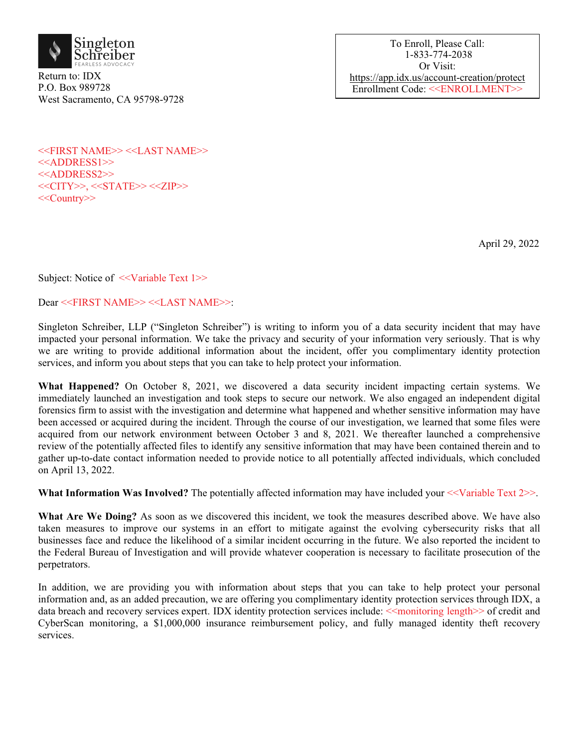Singleton Schreiber
FEARLESS ADVOCACY

Return to: IDX
P.O. Box 989728
West Sacramento, CA 95798-9728

To Enroll, Please Call:
1-833-774-2038
Or Visit:
https://app.idx.us/account-creation/protect
Enrollment Code: <<ENROLLMENT>>

<<FIRST NAME>> <<LAST NAME>>
<<ADDRESS1>>
<<ADDRESS2>>
<<CITY>>, <<STATE>> <<ZIP>>
<<Country>>

April 29, 2022

Subject: Notice of <<Variable Text 1>>

Dear <<FIRST NAME>> <<LAST NAME>>:

Singleton Schreiber, LLP ("Singleton Schreiber") is writing to inform you of a data security incident that may have impacted your personal information. We take the privacy and security of your information very seriously. That is why we are writing to provide additional information about the incident, offer you complimentary identity protection services, and inform you about steps that you can take to help protect your information.

**What Happened?** On October 8, 2021, we discovered a data security incident impacting certain systems. We immediately launched an investigation and took steps to secure our network. We also engaged an independent digital forensics firm to assist with the investigation and determine what happened and whether sensitive information may have been accessed or acquired during the incident. Through the course of our investigation, we learned that some files were acquired from our network environment between October 3 and 8, 2021. We thereafter launched a comprehensive review of the potentially affected files to identify any sensitive information that may have been contained therein and to gather up-to-date contact information needed to provide notice to all potentially affected individuals, which concluded on April 13, 2022.

**What Information Was Involved?** The potentially affected information may have included your <<Variable Text 2>>.

**What Are We Doing?** As soon as we discovered this incident, we took the measures described above. We have also taken measures to improve our systems in an effort to mitigate against the evolving cybersecurity risks that all businesses face and reduce the likelihood of a similar incident occurring in the future. We also reported the incident to the Federal Bureau of Investigation and will provide whatever cooperation is necessary to facilitate prosecution of the perpetrators.

In addition, we are providing you with information about steps that you can take to help protect your personal information and, as an added precaution, we are offering you complimentary identity protection services through IDX, a data breach and recovery services expert. IDX identity protection services include: <<monitoring length>> of credit and CyberScan monitoring, a $1,000,000 insurance reimbursement policy, and fully managed identity theft recovery services.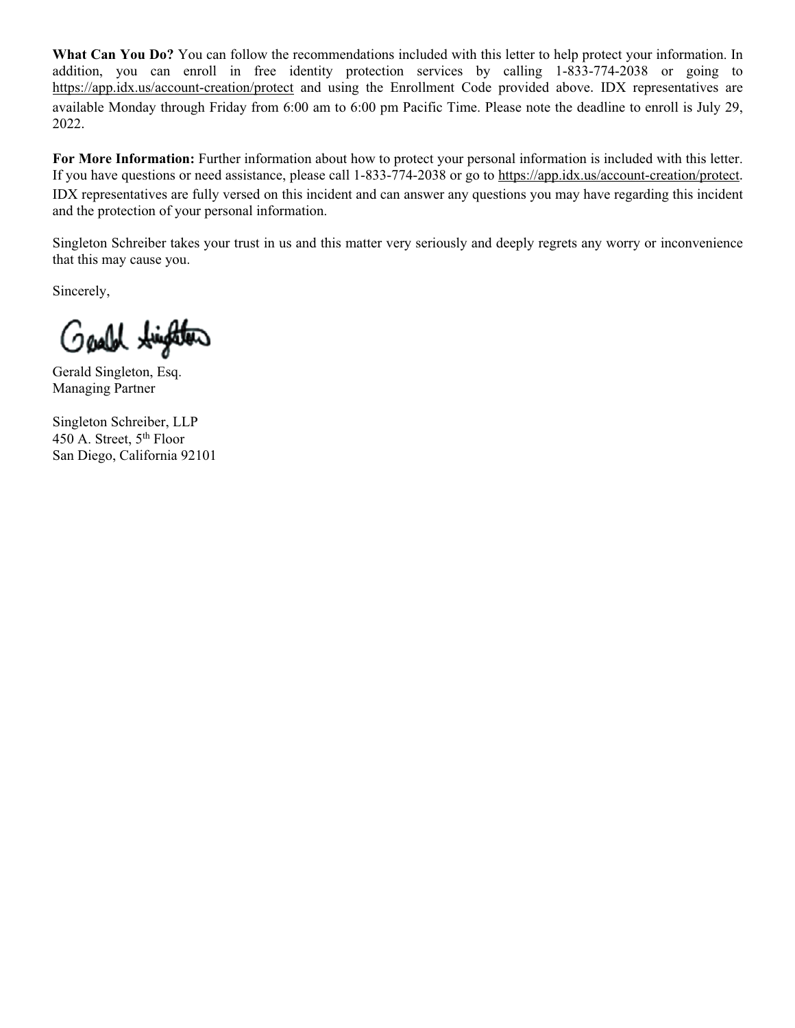**What Can You Do?** You can follow the recommendations included with this letter to help protect your information. In addition, you can enroll in free identity protection services by calling 1-833-774-2038 or going to https://app.idx.us/account-creation/protect and using the Enrollment Code provided above. IDX representatives are available Monday through Friday from 6:00 am to 6:00 pm Pacific Time. Please note the deadline to enroll is July 29, 2022.

**For More Information:** Further information about how to protect your personal information is included with this letter. If you have questions or need assistance, please call 1-833-774-2038 or go to https://app.idx.us/account-creation/protect. IDX representatives are fully versed on this incident and can answer any questions you may have regarding this incident and the protection of your personal information.

Singleton Schreiber takes your trust in us and this matter very seriously and deeply regrets any worry or inconvenience that this may cause you.

Sincerely,

Gerald Singleton, Esq.
Managing Partner

Singleton Schreiber, LLP
450 A. Street, 5th Floor
San Diego, California 92101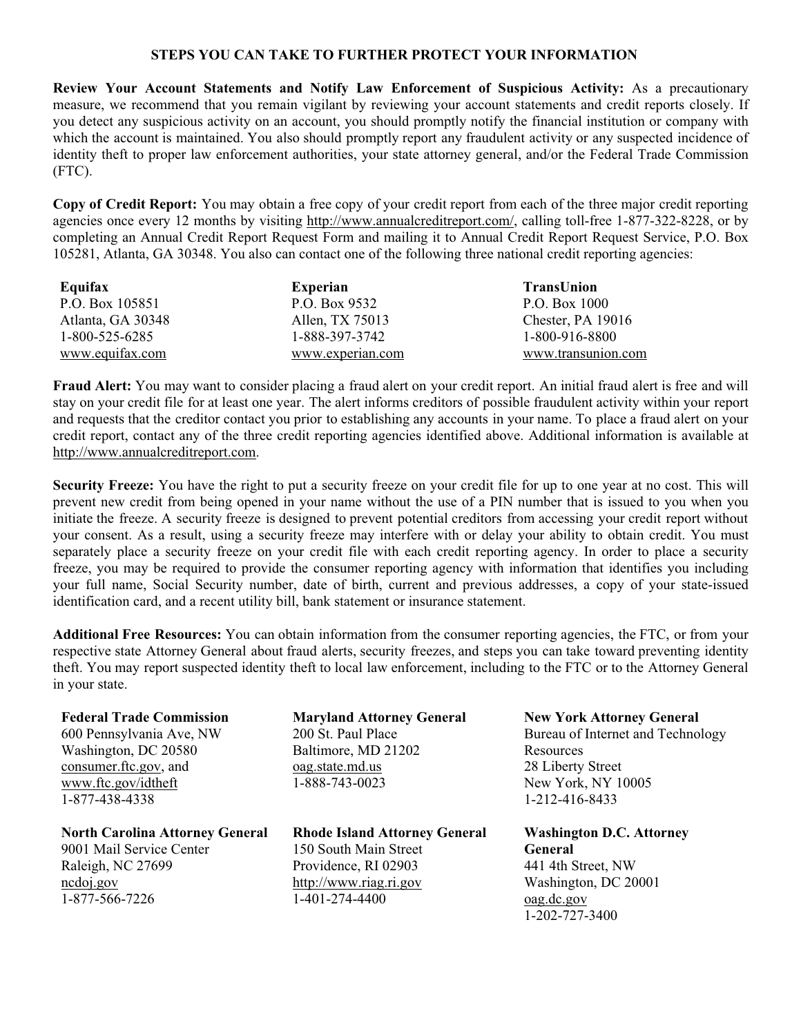## STEPS YOU CAN TAKE TO FURTHER PROTECT YOUR INFORMATION

**Review Your Account Statements and Notify Law Enforcement of Suspicious Activity:** As a precautionary measure, we recommend that you remain vigilant by reviewing your account statements and credit reports closely. If you detect any suspicious activity on an account, you should promptly notify the financial institution or company with which the account is maintained. You also should promptly report any fraudulent activity or any suspected incidence of identity theft to proper law enforcement authorities, your state attorney general, and/or the Federal Trade Commission (FTC).

**Copy of Credit Report:** You may obtain a free copy of your credit report from each of the three major credit reporting agencies once every 12 months by visiting http://www.annualcreditreport.com/, calling toll-free 1-877-322-8228, or by completing an Annual Credit Report Request Form and mailing it to Annual Credit Report Request Service, P.O. Box 105281, Atlanta, GA 30348. You also can contact one of the following three national credit reporting agencies:

| Equifax | Experian | TransUnion |
|---|---|---|
| P.O. Box 105851 | P.O. Box 9532 | P.O. Box 1000 |
| Atlanta, GA 30348 | Allen, TX 75013 | Chester, PA 19016 |
| 1-800-525-6285 | 1-888-397-3742 | 1-800-916-8800 |
| www.equifax.com | www.experian.com | www.transunion.com |

**Fraud Alert:** You may want to consider placing a fraud alert on your credit report. An initial fraud alert is free and will stay on your credit file for at least one year. The alert informs creditors of possible fraudulent activity within your report and requests that the creditor contact you prior to establishing any accounts in your name. To place a fraud alert on your credit report, contact any of the three credit reporting agencies identified above. Additional information is available at http://www.annualcreditreport.com.

**Security Freeze:** You have the right to put a security freeze on your credit file for up to one year at no cost. This will prevent new credit from being opened in your name without the use of a PIN number that is issued to you when you initiate the freeze. A security freeze is designed to prevent potential creditors from accessing your credit report without your consent. As a result, using a security freeze may interfere with or delay your ability to obtain credit. You must separately place a security freeze on your credit file with each credit reporting agency. In order to place a security freeze, you may be required to provide the consumer reporting agency with information that identifies you including your full name, Social Security number, date of birth, current and previous addresses, a copy of your state-issued identification card, and a recent utility bill, bank statement or insurance statement.

**Additional Free Resources:** You can obtain information from the consumer reporting agencies, the FTC, or from your respective state Attorney General about fraud alerts, security freezes, and steps you can take toward preventing identity theft. You may report suspected identity theft to local law enforcement, including to the FTC or to the Attorney General in your state.

**Federal Trade Commission**
600 Pennsylvania Ave, NW
Washington, DC 20580
consumer.ftc.gov, and
www.ftc.gov/idtheft
1-877-438-4338

**Maryland Attorney General**
200 St. Paul Place
Baltimore, MD 21202
oag.state.md.us
1-888-743-0023

**New York Attorney General**
Bureau of Internet and Technology Resources
28 Liberty Street
New York, NY 10005
1-212-416-8433

**North Carolina Attorney General**
9001 Mail Service Center
Raleigh, NC 27699
ncdoj.gov
1-877-566-7226

**Rhode Island Attorney General**
150 South Main Street
Providence, RI 02903
http://www.riag.ri.gov
1-401-274-4400

**Washington D.C. Attorney General**
441 4th Street, NW
Washington, DC 20001
oag.dc.gov
1-202-727-3400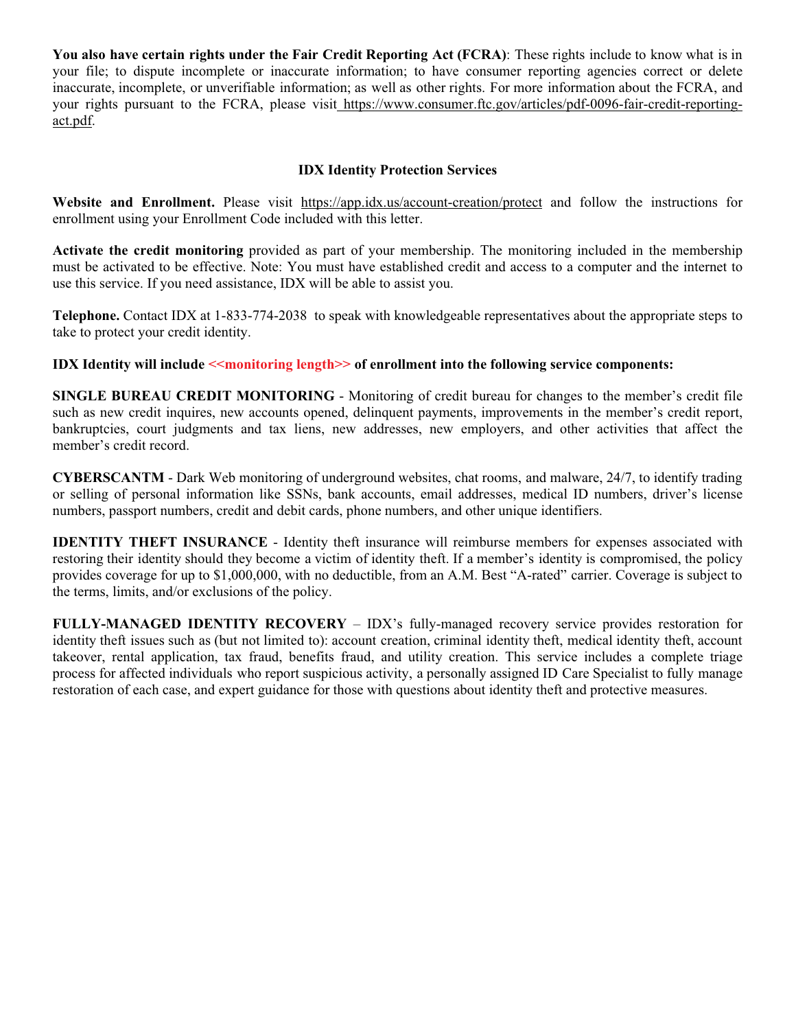**You also have certain rights under the Fair Credit Reporting Act (FCRA)**: These rights include to know what is in your file; to dispute incomplete or inaccurate information; to have consumer reporting agencies correct or delete inaccurate, incomplete, or unverifiable information; as well as other rights. For more information about the FCRA, and your rights pursuant to the FCRA, please visit https://www.consumer.ftc.gov/articles/pdf-0096-fair-credit-reporting-act.pdf.

## IDX Identity Protection Services

**Website and Enrollment.** Please visit https://app.idx.us/account-creation/protect and follow the instructions for enrollment using your Enrollment Code included with this letter.

**Activate the credit monitoring** provided as part of your membership. The monitoring included in the membership must be activated to be effective. Note: You must have established credit and access to a computer and the internet to use this service. If you need assistance, IDX will be able to assist you.

**Telephone.** Contact IDX at 1-833-774-2038 to speak with knowledgeable representatives about the appropriate steps to take to protect your credit identity.

**IDX Identity will include <<monitoring length>> of enrollment into the following service components:**

**SINGLE BUREAU CREDIT MONITORING** - Monitoring of credit bureau for changes to the member's credit file such as new credit inquires, new accounts opened, delinquent payments, improvements in the member's credit report, bankruptcies, court judgments and tax liens, new addresses, new employers, and other activities that affect the member's credit record.

**CYBERSCANTM** - Dark Web monitoring of underground websites, chat rooms, and malware, 24/7, to identify trading or selling of personal information like SSNs, bank accounts, email addresses, medical ID numbers, driver's license numbers, passport numbers, credit and debit cards, phone numbers, and other unique identifiers.

**IDENTITY THEFT INSURANCE** - Identity theft insurance will reimburse members for expenses associated with restoring their identity should they become a victim of identity theft. If a member's identity is compromised, the policy provides coverage for up to $1,000,000, with no deductible, from an A.M. Best "A-rated" carrier. Coverage is subject to the terms, limits, and/or exclusions of the policy.

**FULLY-MANAGED IDENTITY RECOVERY** – IDX's fully-managed recovery service provides restoration for identity theft issues such as (but not limited to): account creation, criminal identity theft, medical identity theft, account takeover, rental application, tax fraud, benefits fraud, and utility creation. This service includes a complete triage process for affected individuals who report suspicious activity, a personally assigned ID Care Specialist to fully manage restoration of each case, and expert guidance for those with questions about identity theft and protective measures.